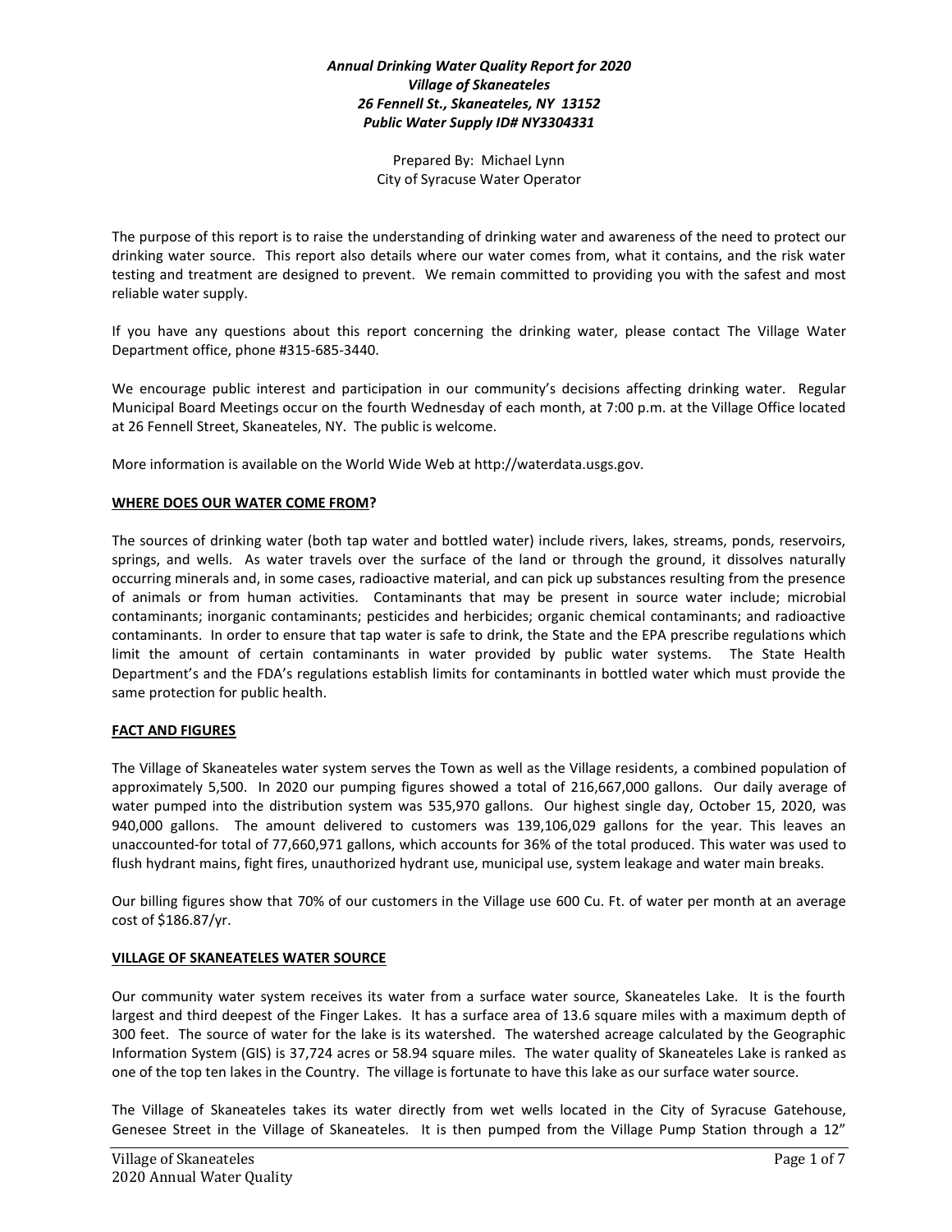***Annual Drinking Water Quality Report for 2020***
***Village of Skaneateles***
***26 Fennell St., Skaneateles, NY 13152***
***Public Water Supply ID# NY3304331***

Prepared By: Michael Lynn
City of Syracuse Water Operator

The purpose of this report is to raise the understanding of drinking water and awareness of the need to protect our drinking water source. This report also details where our water comes from, what it contains, and the risk water testing and treatment are designed to prevent. We remain committed to providing you with the safest and most reliable water supply.

If you have any questions about this report concerning the drinking water, please contact The Village Water Department office, phone #315-685-3440.

We encourage public interest and participation in our community's decisions affecting drinking water. Regular Municipal Board Meetings occur on the fourth Wednesday of each month, at 7:00 p.m. at the Village Office located at 26 Fennell Street, Skaneateles, NY. The public is welcome.

More information is available on the World Wide Web at http://waterdata.usgs.gov.

## WHERE DOES OUR WATER COME FROM?

The sources of drinking water (both tap water and bottled water) include rivers, lakes, streams, ponds, reservoirs, springs, and wells. As water travels over the surface of the land or through the ground, it dissolves naturally occurring minerals and, in some cases, radioactive material, and can pick up substances resulting from the presence of animals or from human activities. Contaminants that may be present in source water include; microbial contaminants; inorganic contaminants; pesticides and herbicides; organic chemical contaminants; and radioactive contaminants. In order to ensure that tap water is safe to drink, the State and the EPA prescribe regulations which limit the amount of certain contaminants in water provided by public water systems. The State Health Department's and the FDA's regulations establish limits for contaminants in bottled water which must provide the same protection for public health.

## FACT AND FIGURES

The Village of Skaneateles water system serves the Town as well as the Village residents, a combined population of approximately 5,500. In 2020 our pumping figures showed a total of 216,667,000 gallons. Our daily average of water pumped into the distribution system was 535,970 gallons. Our highest single day, October 15, 2020, was 940,000 gallons. The amount delivered to customers was 139,106,029 gallons for the year. This leaves an unaccounted-for total of 77,660,971 gallons, which accounts for 36% of the total produced. This water was used to flush hydrant mains, fight fires, unauthorized hydrant use, municipal use, system leakage and water main breaks.

Our billing figures show that 70% of our customers in the Village use 600 Cu. Ft. of water per month at an average cost of $186.87/yr.

## VILLAGE OF SKANEATELES WATER SOURCE

Our community water system receives its water from a surface water source, Skaneateles Lake. It is the fourth largest and third deepest of the Finger Lakes. It has a surface area of 13.6 square miles with a maximum depth of 300 feet. The source of water for the lake is its watershed. The watershed acreage calculated by the Geographic Information System (GIS) is 37,724 acres or 58.94 square miles. The water quality of Skaneateles Lake is ranked as one of the top ten lakes in the Country. The village is fortunate to have this lake as our surface water source.

The Village of Skaneateles takes its water directly from wet wells located in the City of Syracuse Gatehouse, Genesee Street in the Village of Skaneateles. It is then pumped from the Village Pump Station through a 12"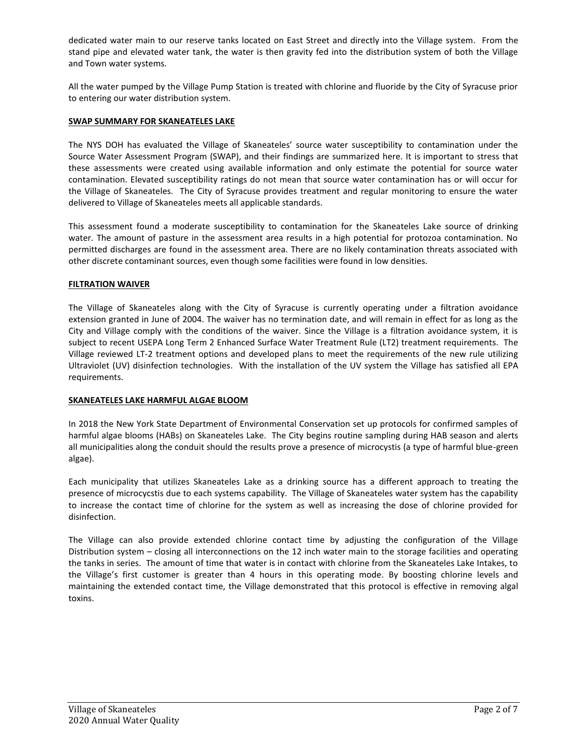dedicated water main to our reserve tanks located on East Street and directly into the Village system. From the stand pipe and elevated water tank, the water is then gravity fed into the distribution system of both the Village and Town water systems.

All the water pumped by the Village Pump Station is treated with chlorine and fluoride by the City of Syracuse prior to entering our water distribution system.

## SWAP SUMMARY FOR SKANEATELES LAKE

The NYS DOH has evaluated the Village of Skaneateles' source water susceptibility to contamination under the Source Water Assessment Program (SWAP), and their findings are summarized here. It is important to stress that these assessments were created using available information and only estimate the potential for source water contamination. Elevated susceptibility ratings do not mean that source water contamination has or will occur for the Village of Skaneateles. The City of Syracuse provides treatment and regular monitoring to ensure the water delivered to Village of Skaneateles meets all applicable standards.

This assessment found a moderate susceptibility to contamination for the Skaneateles Lake source of drinking water. The amount of pasture in the assessment area results in a high potential for protozoa contamination. No permitted discharges are found in the assessment area. There are no likely contamination threats associated with other discrete contaminant sources, even though some facilities were found in low densities.

## FILTRATION WAIVER

The Village of Skaneateles along with the City of Syracuse is currently operating under a filtration avoidance extension granted in June of 2004. The waiver has no termination date, and will remain in effect for as long as the City and Village comply with the conditions of the waiver. Since the Village is a filtration avoidance system, it is subject to recent USEPA Long Term 2 Enhanced Surface Water Treatment Rule (LT2) treatment requirements. The Village reviewed LT-2 treatment options and developed plans to meet the requirements of the new rule utilizing Ultraviolet (UV) disinfection technologies. With the installation of the UV system the Village has satisfied all EPA requirements.

## SKANEATELES LAKE HARMFUL ALGAE BLOOM

In 2018 the New York State Department of Environmental Conservation set up protocols for confirmed samples of harmful algae blooms (HABs) on Skaneateles Lake. The City begins routine sampling during HAB season and alerts all municipalities along the conduit should the results prove a presence of microcystis (a type of harmful blue-green algae).

Each municipality that utilizes Skaneateles Lake as a drinking source has a different approach to treating the presence of microcycstis due to each systems capability. The Village of Skaneateles water system has the capability to increase the contact time of chlorine for the system as well as increasing the dose of chlorine provided for disinfection.

The Village can also provide extended chlorine contact time by adjusting the configuration of the Village Distribution system – closing all interconnections on the 12 inch water main to the storage facilities and operating the tanks in series. The amount of time that water is in contact with chlorine from the Skaneateles Lake Intakes, to the Village's first customer is greater than 4 hours in this operating mode. By boosting chlorine levels and maintaining the extended contact time, the Village demonstrated that this protocol is effective in removing algal toxins.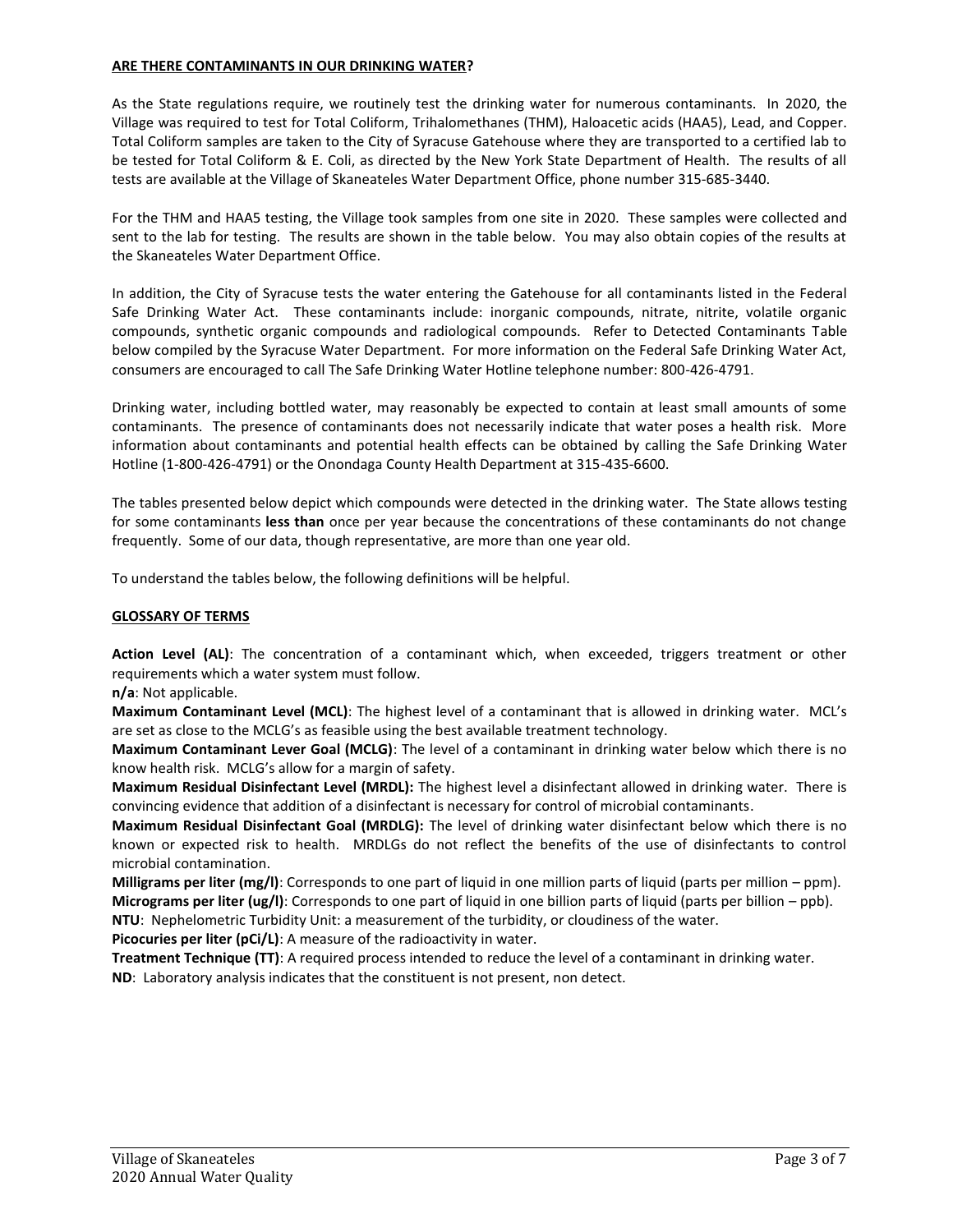## ARE THERE CONTAMINANTS IN OUR DRINKING WATER?

As the State regulations require, we routinely test the drinking water for numerous contaminants. In 2020, the Village was required to test for Total Coliform, Trihalomethanes (THM), Haloacetic acids (HAA5), Lead, and Copper. Total Coliform samples are taken to the City of Syracuse Gatehouse where they are transported to a certified lab to be tested for Total Coliform & E. Coli, as directed by the New York State Department of Health. The results of all tests are available at the Village of Skaneateles Water Department Office, phone number 315-685-3440.

For the THM and HAA5 testing, the Village took samples from one site in 2020. These samples were collected and sent to the lab for testing. The results are shown in the table below. You may also obtain copies of the results at the Skaneateles Water Department Office.

In addition, the City of Syracuse tests the water entering the Gatehouse for all contaminants listed in the Federal Safe Drinking Water Act. These contaminants include: inorganic compounds, nitrate, nitrite, volatile organic compounds, synthetic organic compounds and radiological compounds. Refer to Detected Contaminants Table below compiled by the Syracuse Water Department. For more information on the Federal Safe Drinking Water Act, consumers are encouraged to call The Safe Drinking Water Hotline telephone number: 800-426-4791.

Drinking water, including bottled water, may reasonably be expected to contain at least small amounts of some contaminants. The presence of contaminants does not necessarily indicate that water poses a health risk. More information about contaminants and potential health effects can be obtained by calling the Safe Drinking Water Hotline (1-800-426-4791) or the Onondaga County Health Department at 315-435-6600.

The tables presented below depict which compounds were detected in the drinking water. The State allows testing for some contaminants **less than** once per year because the concentrations of these contaminants do not change frequently. Some of our data, though representative, are more than one year old.

To understand the tables below, the following definitions will be helpful.

## GLOSSARY OF TERMS

**Action Level (AL)**: The concentration of a contaminant which, when exceeded, triggers treatment or other requirements which a water system must follow.

**n/a**: Not applicable.

**Maximum Contaminant Level (MCL)**: The highest level of a contaminant that is allowed in drinking water. MCL's are set as close to the MCLG's as feasible using the best available treatment technology.

**Maximum Contaminant Lever Goal (MCLG)**: The level of a contaminant in drinking water below which there is no know health risk. MCLG's allow for a margin of safety.

**Maximum Residual Disinfectant Level (MRDL):** The highest level a disinfectant allowed in drinking water. There is convincing evidence that addition of a disinfectant is necessary for control of microbial contaminants.

**Maximum Residual Disinfectant Goal (MRDLG):** The level of drinking water disinfectant below which there is no known or expected risk to health. MRDLGs do not reflect the benefits of the use of disinfectants to control microbial contamination.

**Milligrams per liter (mg/l)**: Corresponds to one part of liquid in one million parts of liquid (parts per million – ppm).

**Micrograms per liter (ug/l)**: Corresponds to one part of liquid in one billion parts of liquid (parts per billion – ppb).

**NTU**: Nephelometric Turbidity Unit: a measurement of the turbidity, or cloudiness of the water.

**Picocuries per liter (pCi/L)**: A measure of the radioactivity in water.

**Treatment Technique (TT)**: A required process intended to reduce the level of a contaminant in drinking water.

**ND**: Laboratory analysis indicates that the constituent is not present, non detect.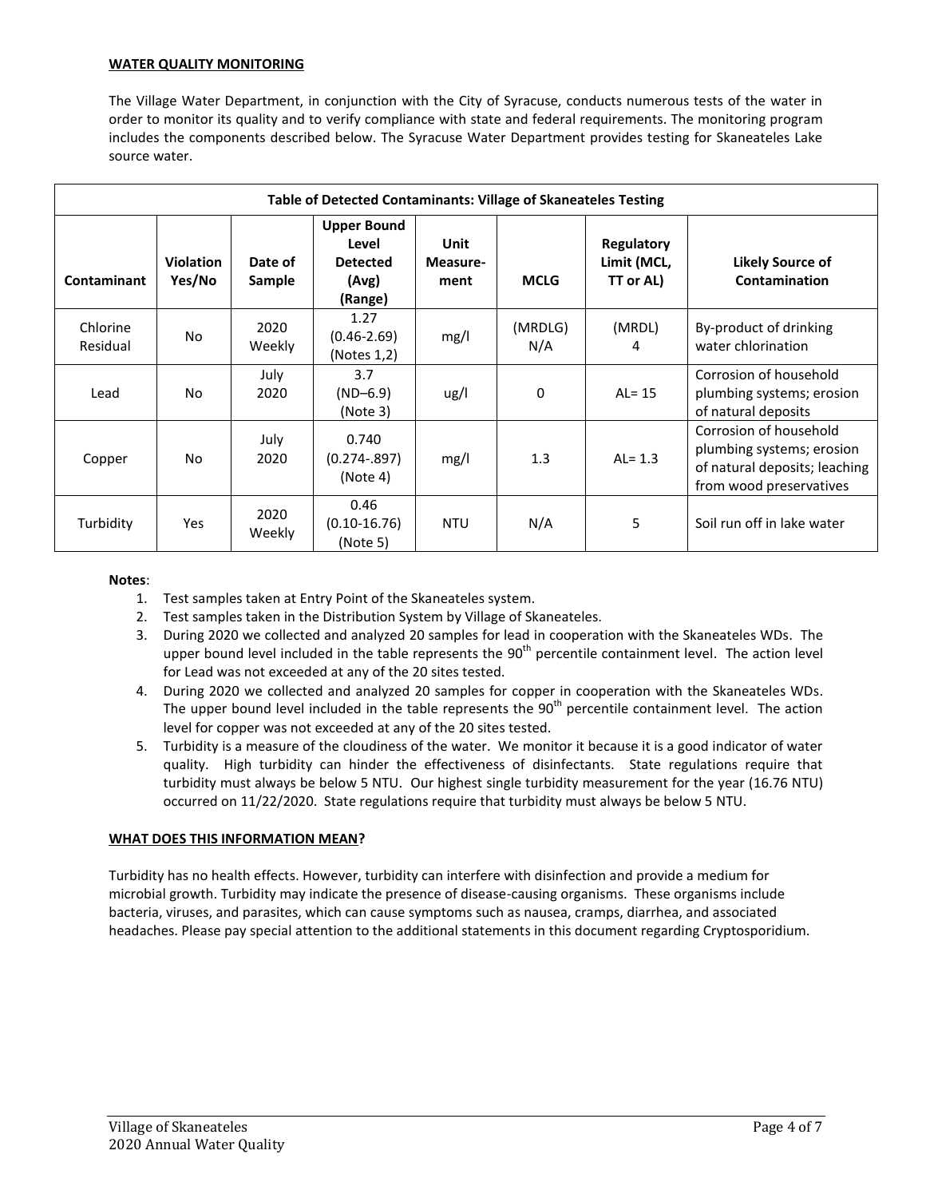**WATER QUALITY MONITORING**

The Village Water Department, in conjunction with the City of Syracuse, conducts numerous tests of the water in order to monitor its quality and to verify compliance with state and federal requirements. The monitoring program includes the components described below. The Syracuse Water Department provides testing for Skaneateles Lake source water.

**Table of Detected Contaminants: Village of Skaneateles Testing**

| Contaminant | Violation Yes/No | Date of Sample | Upper Bound Level Detected (Avg) (Range) | Unit Measure-ment | MCLG | Regulatory Limit (MCL, TT or AL) | Likely Source of Contamination |
|---|---|---|---|---|---|---|---|
| Chlorine Residual | No | 2020 Weekly | 1.27 (0.46-2.69) (Notes 1,2) | mg/l | (MRDLG) N/A | (MRDL) 4 | By-product of drinking water chlorination |
| Lead | No | July 2020 | 3.7 (ND–6.9) (Note 3) | ug/l | 0 | AL= 15 | Corrosion of household plumbing systems; erosion of natural deposits |
| Copper | No | July 2020 | 0.740 (0.274-.897) (Note 4) | mg/l | 1.3 | AL= 1.3 | Corrosion of household plumbing systems; erosion of natural deposits; leaching from wood preservatives |
| Turbidity | Yes | 2020 Weekly | 0.46 (0.10-16.76) (Note 5) | NTU | N/A | 5 | Soil run off in lake water |

**Notes**:

1. Test samples taken at Entry Point of the Skaneateles system.
2. Test samples taken in the Distribution System by Village of Skaneateles.
3. During 2020 we collected and analyzed 20 samples for lead in cooperation with the Skaneateles WDs. The upper bound level included in the table represents the 90th percentile containment level. The action level for Lead was not exceeded at any of the 20 sites tested.
4. During 2020 we collected and analyzed 20 samples for copper in cooperation with the Skaneateles WDs. The upper bound level included in the table represents the 90th percentile containment level. The action level for copper was not exceeded at any of the 20 sites tested.
5. Turbidity is a measure of the cloudiness of the water. We monitor it because it is a good indicator of water quality. High turbidity can hinder the effectiveness of disinfectants. State regulations require that turbidity must always be below 5 NTU. Our highest single turbidity measurement for the year (16.76 NTU) occurred on 11/22/2020. State regulations require that turbidity must always be below 5 NTU.

**WHAT DOES THIS INFORMATION MEAN?**

Turbidity has no health effects. However, turbidity can interfere with disinfection and provide a medium for microbial growth. Turbidity may indicate the presence of disease-causing organisms. These organisms include bacteria, viruses, and parasites, which can cause symptoms such as nausea, cramps, diarrhea, and associated headaches. Please pay special attention to the additional statements in this document regarding Cryptosporidium.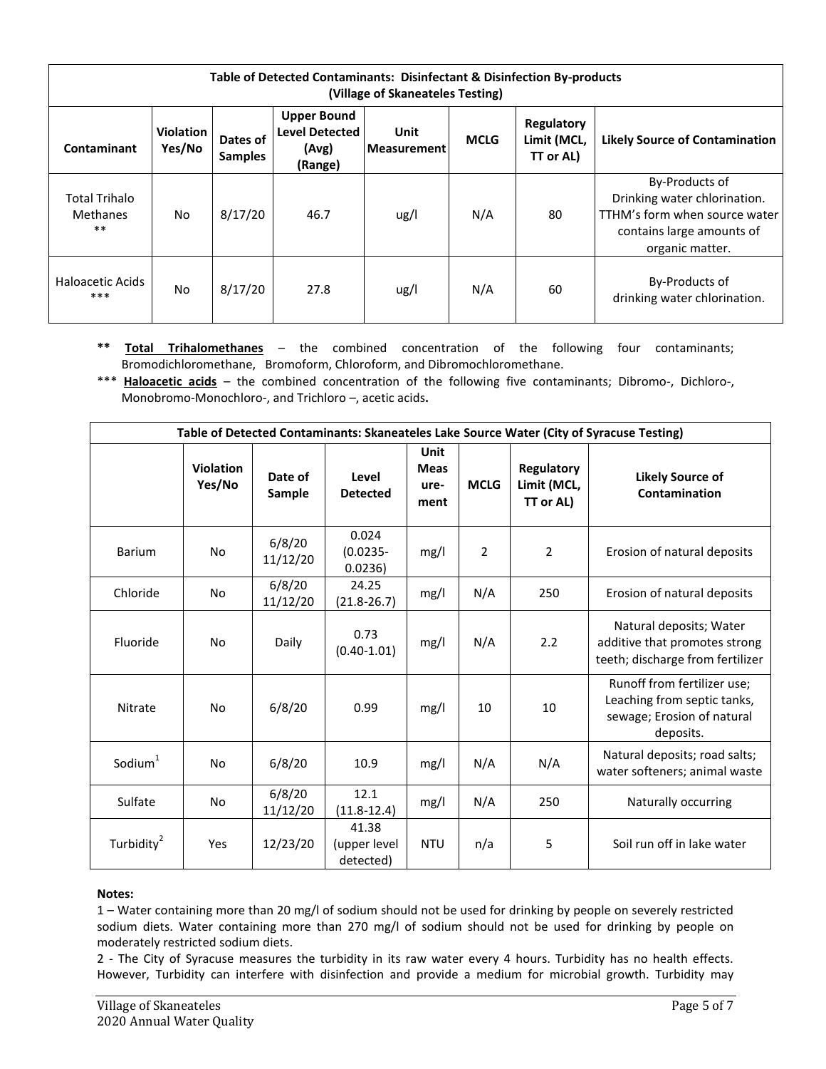| Table of Detected Contaminants: Disinfectant & Disinfection By-products (Village of Skaneateles Testing) | | | | | | | |
|---|---|---|---|---|---|---|---|
| **Contaminant** | **Violation Yes/No** | **Dates of Samples** | **Upper Bound Level Detected (Avg) (Range)** | **Unit Measurement** | **MCLG** | **Regulatory Limit (MCL, TT or AL)** | **Likely Source of Contamination** |
| Total Trihalo Methanes ** | No | 8/17/20 | 46.7 | ug/l | N/A | 80 | By-Products of Drinking water chlorination. TTHM's form when source water contains large amounts of organic matter. |
| Haloacetic Acids *** | No | 8/17/20 | 27.8 | ug/l | N/A | 60 | By-Products of drinking water chlorination. |

** **Total Trihalomethanes** – the combined concentration of the following four contaminants; Bromodichloromethane, Bromoform, Chloroform, and Dibromochloromethane.

*** **Haloacetic acids** – the combined concentration of the following five contaminants; Dibromo-, Dichloro-, Monobromo-Monochloro-, and Trichloro –, acetic acids**.**

| Table of Detected Contaminants: Skaneateles Lake Source Water (City of Syracuse Testing) | | | | | | | |
|---|---|---|---|---|---|---|---|
| | **Violation Yes/No** | **Date of Sample** | **Level Detected** | **Unit Measure-ment** | **MCLG** | **Regulatory Limit (MCL, TT or AL)** | **Likely Source of Contamination** |
| Barium | No | 6/8/20 11/12/20 | 0.024 (0.0235-0.0236) | mg/l | 2 | 2 | Erosion of natural deposits |
| Chloride | No | 6/8/20 11/12/20 | 24.25 (21.8-26.7) | mg/l | N/A | 250 | Erosion of natural deposits |
| Fluoride | No | Daily | 0.73 (0.40-1.01) | mg/l | N/A | 2.2 | Natural deposits; Water additive that promotes strong teeth; discharge from fertilizer |
| Nitrate | No | 6/8/20 | 0.99 | mg/l | 10 | 10 | Runoff from fertilizer use; Leaching from septic tanks, sewage; Erosion of natural deposits. |
| Sodium[1] | No | 6/8/20 | 10.9 | mg/l | N/A | N/A | Natural deposits; road salts; water softeners; animal waste |
| Sulfate | No | 6/8/20 11/12/20 | 12.1 (11.8-12.4) | mg/l | N/A | 250 | Naturally occurring |
| Turbidity[2] | Yes | 12/23/20 | 41.38 (upper level detected) | NTU | n/a | 5 | Soil run off in lake water |

**Notes:**

1 – Water containing more than 20 mg/l of sodium should not be used for drinking by people on severely restricted sodium diets. Water containing more than 270 mg/l of sodium should not be used for drinking by people on moderately restricted sodium diets.

2 - The City of Syracuse measures the turbidity in its raw water every 4 hours. Turbidity has no health effects. However, Turbidity can interfere with disinfection and provide a medium for microbial growth. Turbidity may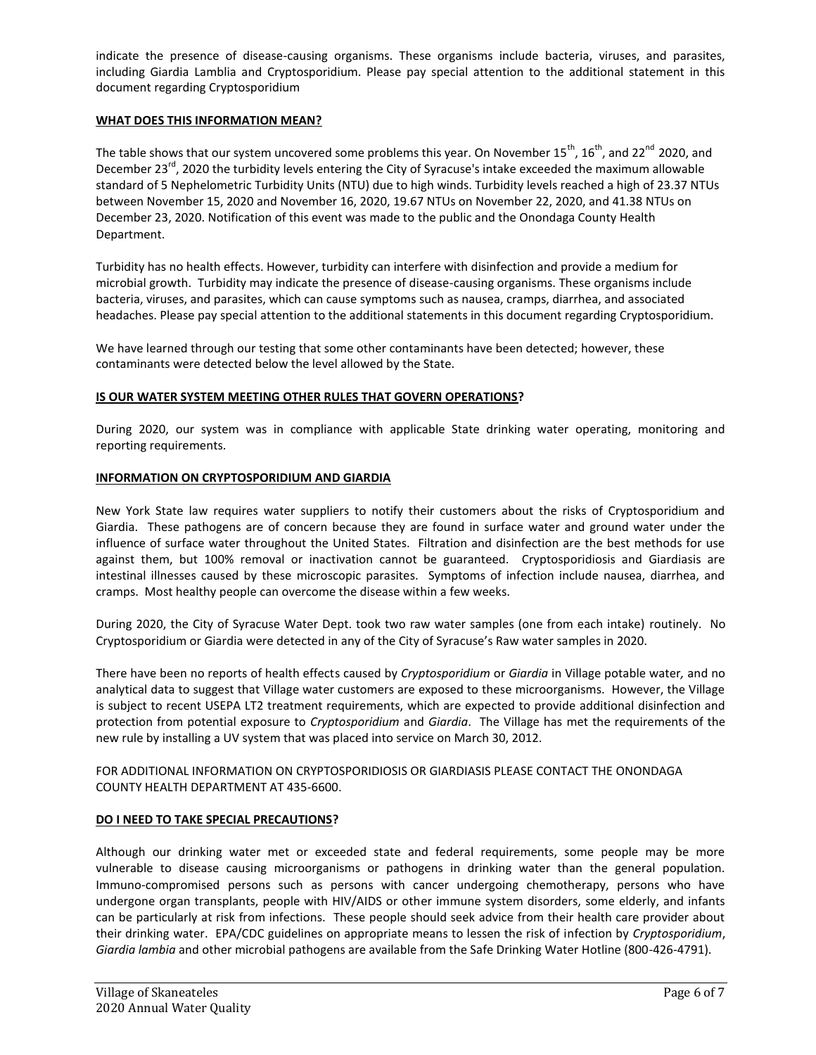indicate the presence of disease-causing organisms. These organisms include bacteria, viruses, and parasites, including Giardia Lamblia and Cryptosporidium. Please pay special attention to the additional statement in this document regarding Cryptosporidium

## **WHAT DOES THIS INFORMATION MEAN?**

The table shows that our system uncovered some problems this year. On November 15th, 16th, and 22nd 2020, and December 23rd, 2020 the turbidity levels entering the City of Syracuse's intake exceeded the maximum allowable standard of 5 Nephelometric Turbidity Units (NTU) due to high winds. Turbidity levels reached a high of 23.37 NTUs between November 15, 2020 and November 16, 2020, 19.67 NTUs on November 22, 2020, and 41.38 NTUs on December 23, 2020. Notification of this event was made to the public and the Onondaga County Health Department.

Turbidity has no health effects. However, turbidity can interfere with disinfection and provide a medium for microbial growth. Turbidity may indicate the presence of disease-causing organisms. These organisms include bacteria, viruses, and parasites, which can cause symptoms such as nausea, cramps, diarrhea, and associated headaches. Please pay special attention to the additional statements in this document regarding Cryptosporidium.

We have learned through our testing that some other contaminants have been detected; however, these contaminants were detected below the level allowed by the State.

## **IS OUR WATER SYSTEM MEETING OTHER RULES THAT GOVERN OPERATIONS?**

During 2020, our system was in compliance with applicable State drinking water operating, monitoring and reporting requirements.

## **INFORMATION ON CRYPTOSPORIDIUM AND GIARDIA**

New York State law requires water suppliers to notify their customers about the risks of Cryptosporidium and Giardia. These pathogens are of concern because they are found in surface water and ground water under the influence of surface water throughout the United States. Filtration and disinfection are the best methods for use against them, but 100% removal or inactivation cannot be guaranteed. Cryptosporidiosis and Giardiasis are intestinal illnesses caused by these microscopic parasites. Symptoms of infection include nausea, diarrhea, and cramps. Most healthy people can overcome the disease within a few weeks.

During 2020, the City of Syracuse Water Dept. took two raw water samples (one from each intake) routinely. No Cryptosporidium or Giardia were detected in any of the City of Syracuse's Raw water samples in 2020.

There have been no reports of health effects caused by *Cryptosporidium* or *Giardia* in Village potable water, and no analytical data to suggest that Village water customers are exposed to these microorganisms. However, the Village is subject to recent USEPA LT2 treatment requirements, which are expected to provide additional disinfection and protection from potential exposure to *Cryptosporidium* and *Giardia*. The Village has met the requirements of the new rule by installing a UV system that was placed into service on March 30, 2012.

FOR ADDITIONAL INFORMATION ON CRYPTOSPORIDIOSIS OR GIARDIASIS PLEASE CONTACT THE ONONDAGA COUNTY HEALTH DEPARTMENT AT 435-6600.

## **DO I NEED TO TAKE SPECIAL PRECAUTIONS?**

Although our drinking water met or exceeded state and federal requirements, some people may be more vulnerable to disease causing microorganisms or pathogens in drinking water than the general population. Immuno-compromised persons such as persons with cancer undergoing chemotherapy, persons who have undergone organ transplants, people with HIV/AIDS or other immune system disorders, some elderly, and infants can be particularly at risk from infections. These people should seek advice from their health care provider about their drinking water. EPA/CDC guidelines on appropriate means to lessen the risk of infection by *Cryptosporidium*, *Giardia lambia* and other microbial pathogens are available from the Safe Drinking Water Hotline (800-426-4791).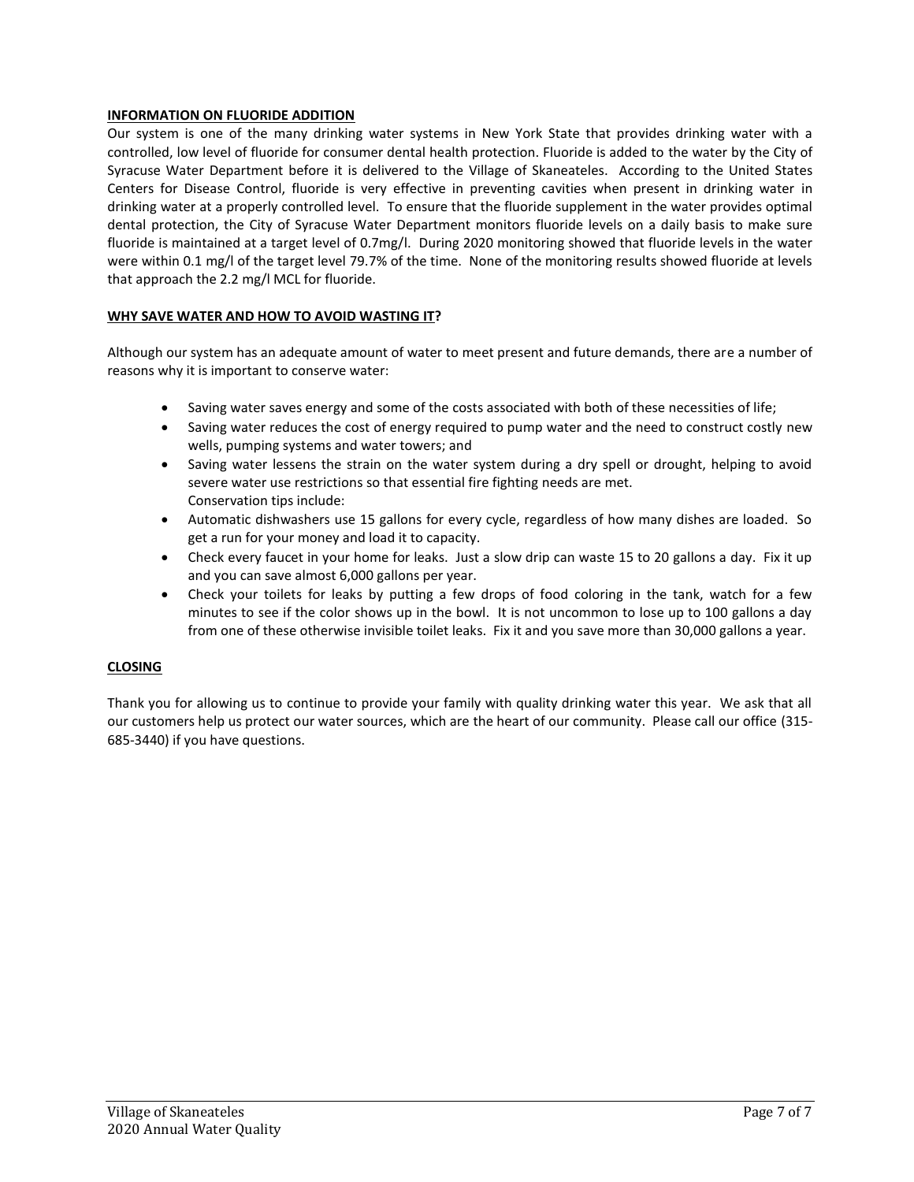## **INFORMATION ON FLUORIDE ADDITION**

Our system is one of the many drinking water systems in New York State that provides drinking water with a controlled, low level of fluoride for consumer dental health protection. Fluoride is added to the water by the City of Syracuse Water Department before it is delivered to the Village of Skaneateles. According to the United States Centers for Disease Control, fluoride is very effective in preventing cavities when present in drinking water in drinking water at a properly controlled level. To ensure that the fluoride supplement in the water provides optimal dental protection, the City of Syracuse Water Department monitors fluoride levels on a daily basis to make sure fluoride is maintained at a target level of 0.7mg/l. During 2020 monitoring showed that fluoride levels in the water were within 0.1 mg/l of the target level 79.7% of the time. None of the monitoring results showed fluoride at levels that approach the 2.2 mg/l MCL for fluoride.

## **WHY SAVE WATER AND HOW TO AVOID WASTING IT?**

Although our system has an adequate amount of water to meet present and future demands, there are a number of reasons why it is important to conserve water:

- Saving water saves energy and some of the costs associated with both of these necessities of life;
- Saving water reduces the cost of energy required to pump water and the need to construct costly new wells, pumping systems and water towers; and
- Saving water lessens the strain on the water system during a dry spell or drought, helping to avoid severe water use restrictions so that essential fire fighting needs are met.
  Conservation tips include:
- Automatic dishwashers use 15 gallons for every cycle, regardless of how many dishes are loaded. So get a run for your money and load it to capacity.
- Check every faucet in your home for leaks. Just a slow drip can waste 15 to 20 gallons a day. Fix it up and you can save almost 6,000 gallons per year.
- Check your toilets for leaks by putting a few drops of food coloring in the tank, watch for a few minutes to see if the color shows up in the bowl. It is not uncommon to lose up to 100 gallons a day from one of these otherwise invisible toilet leaks. Fix it and you save more than 30,000 gallons a year.

## **CLOSING**

Thank you for allowing us to continue to provide your family with quality drinking water this year. We ask that all our customers help us protect our water sources, which are the heart of our community. Please call our office (315-685-3440) if you have questions.